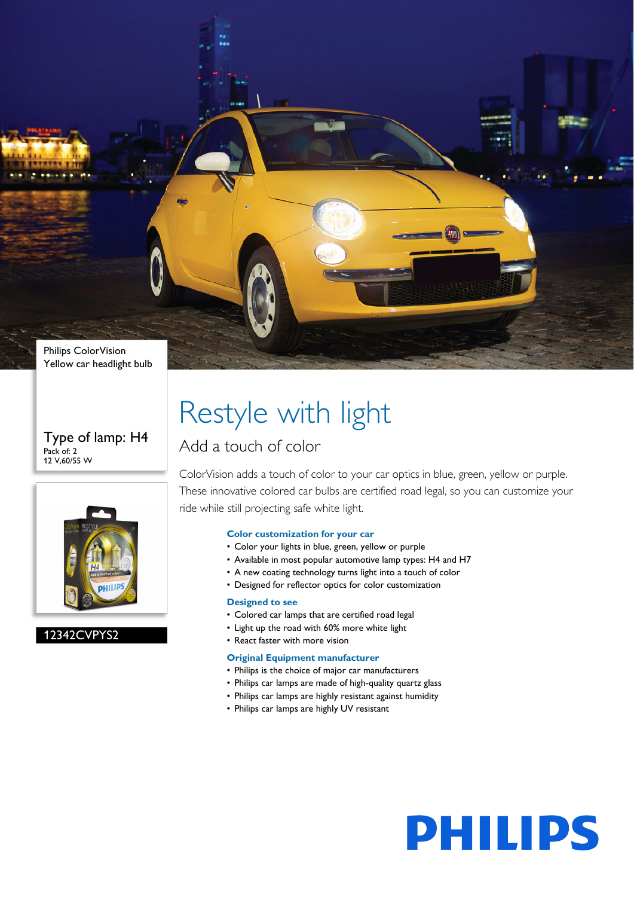Philips ColorVision
Yellow car headlight bulb

Type of lamp: H4
Pack of: 2
12 V,60/55 W

12342CVPYS2

# Restyle with light

## Add a touch of color

ColorVision adds a touch of color to your car optics in blue, green, yellow or purple. These innovative colored car bulbs are certified road legal, so you can customize your ride while still projecting safe white light.

### Color customization for your car

- Color your lights in blue, green, yellow or purple
- Available in most popular automotive lamp types: H4 and H7
- A new coating technology turns light into a touch of color
- Designed for reflector optics for color customization

### Designed to see

- Colored car lamps that are certified road legal
- Light up the road with 60% more white light
- React faster with more vision

### Original Equipment manufacturer

- Philips is the choice of major car manufacturers
- Philips car lamps are made of high-quality quartz glass
- Philips car lamps are highly resistant against humidity
- Philips car lamps are highly UV resistant

PHILIPS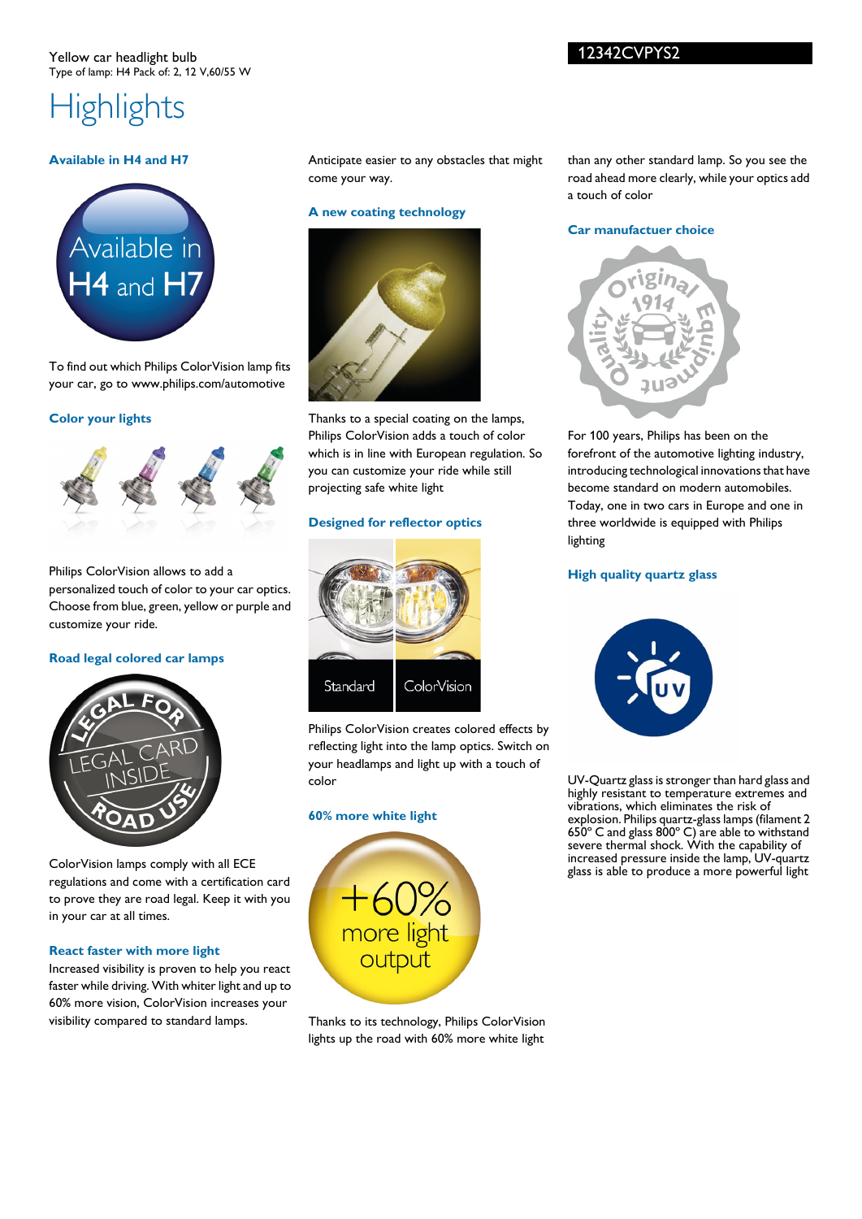Yellow car headlight bulb
Type of lamp: H4 Pack of: 2, 12 V,60/55 W

12342CVPYS2

# Highlights

### Available in H4 and H7

To find out which Philips ColorVision lamp fits your car, go to www.philips.com/automotive

### Color your lights

Philips ColorVision allows to add a personalized touch of color to your car optics. Choose from blue, green, yellow or purple and customize your ride.

### Road legal colored car lamps

ColorVision lamps comply with all ECE regulations and come with a certification card to prove they are road legal. Keep it with you in your car at all times.

### React faster with more light

Increased visibility is proven to help you react faster while driving. With whiter light and up to 60% more vision, ColorVision increases your visibility compared to standard lamps. Anticipate easier to any obstacles that might come your way.

### A new coating technology

Thanks to a special coating on the lamps, Philips ColorVision adds a touch of color which is in line with European regulation. So you can customize your ride while still projecting safe white light

### Designed for reflector optics

Philips ColorVision creates colored effects by reflecting light into the lamp optics. Switch on your headlamps and light up with a touch of color

### 60% more white light

Thanks to its technology, Philips ColorVision lights up the road with 60% more white light than any other standard lamp. So you see the road ahead more clearly, while your optics add a touch of color

### Car manufactuer choice

For 100 years, Philips has been on the forefront of the automotive lighting industry, introducing technological innovations that have become standard on modern automobiles. Today, one in two cars in Europe and one in three worldwide is equipped with Philips lighting

### High quality quartz glass

UV-Quartz glass is stronger than hard glass and highly resistant to temperature extremes and vibrations, which eliminates the risk of explosion. Philips quartz-glass lamps (filament 2 650° C and glass 800° C) are able to withstand severe thermal shock. With the capability of increased pressure inside the lamp, UV-quartz glass is able to produce a more powerful light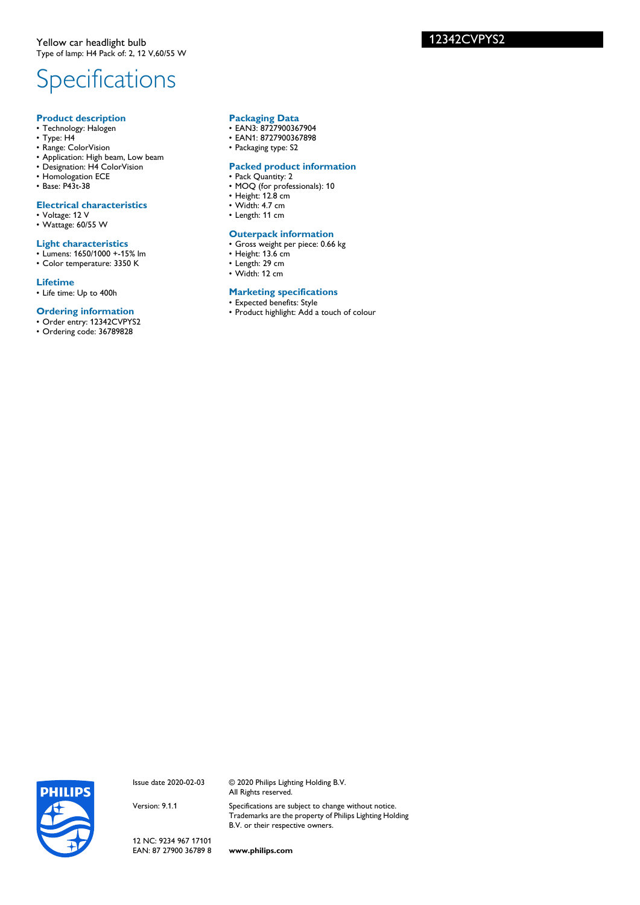Yellow car headlight bulb
Type of lamp: H4 Pack of: 2, 12 V,60/55 W

12342CVPYS2

# Specifications

## Product description

- Technology: Halogen
- Type: H4
- Range: ColorVision
- Application: High beam, Low beam
- Designation: H4 ColorVision
- Homologation ECE
- Base: P43t-38

## Electrical characteristics

- Voltage: 12 V
- Wattage: 60/55 W

## Light characteristics

- Lumens: 1650/1000 +-15% lm
- Color temperature: 3350 K

## Lifetime

- Life time: Up to 400h

## Ordering information

- Order entry: 12342CVPYS2
- Ordering code: 36789828

## Packaging Data

- EAN3: 8727900367904
- EAN1: 8727900367898
- Packaging type: S2

## Packed product information

- Pack Quantity: 2
- MOQ (for professionals): 10
- Height: 12.8 cm
- Width: 4.7 cm
- Length: 11 cm

## Outerpack information

- Gross weight per piece: 0.66 kg
- Height: 13.6 cm
- Length: 29 cm
- Width: 12 cm

## Marketing specifications

- Expected benefits: Style
- Product highlight: Add a touch of colour

Issue date 2020-02-03

Version: 9.1.1

12 NC: 9234 967 17101
EAN: 87 27900 36789 8

© 2020 Philips Lighting Holding B.V.
All Rights reserved.

Specifications are subject to change without notice. Trademarks are the property of Philips Lighting Holding B.V. or their respective owners.

**www.philips.com**